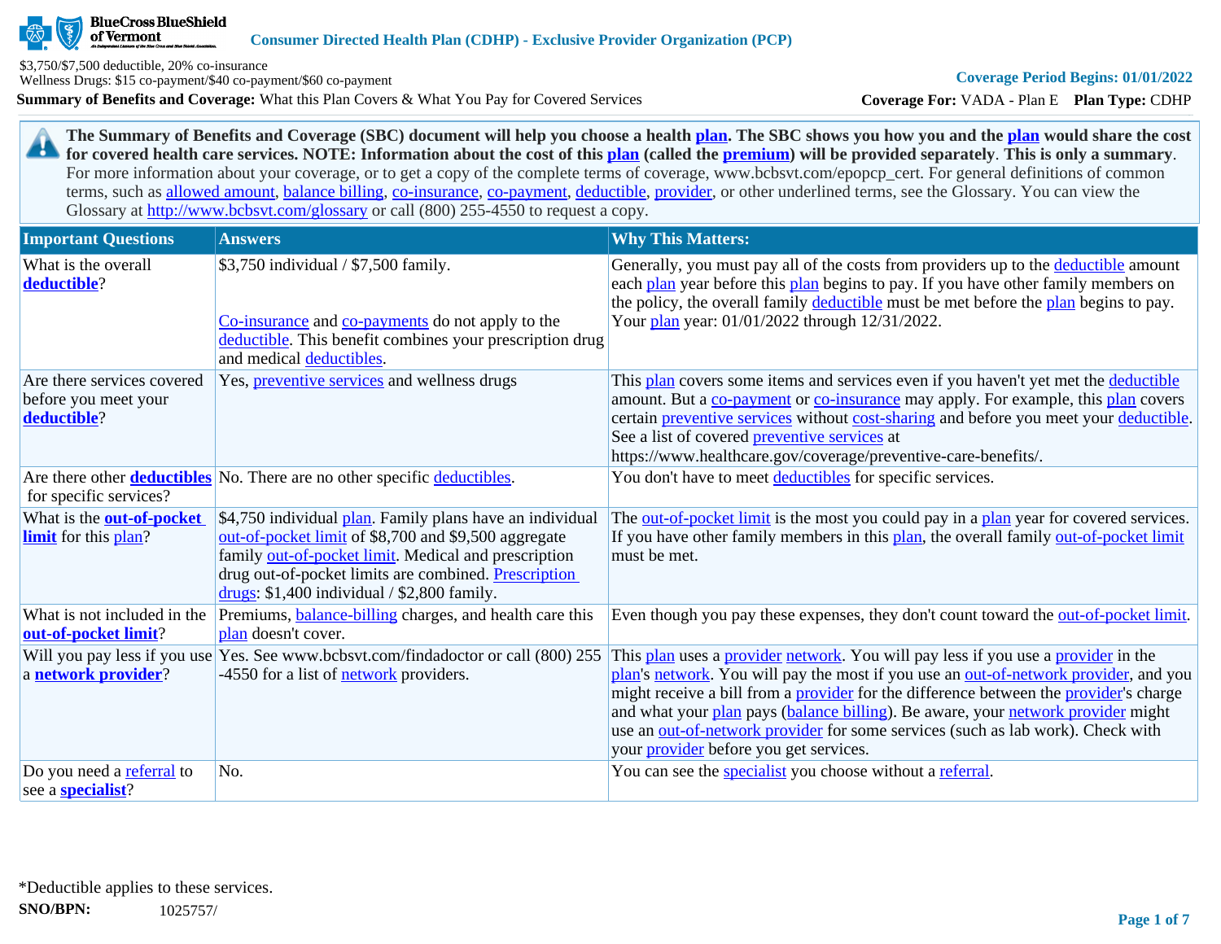BlueCross BlueShield of Vermont

**Consumer Directed Health Plan (CDHP) - Exclusive Provider Organization (PCP)**

$3,750/$7,500 deductible, 20% co-insurance
Wellness Drugs: $15 co-payment/$40 co-payment/$60 co-payment

**Coverage Period Begins: 01/01/2022**

**Summary of Benefits and Coverage:** What this Plan Covers & What You Pay for Covered Services

**Coverage For:** VADA - Plan E **Plan Type:** CDHP

**The Summary of Benefits and Coverage (SBC) document will help you choose a health plan. The SBC shows you how you and the plan would share the cost for covered health care services. NOTE: Information about the cost of this plan (called the premium) will be provided separately. This is only a summary.** For more information about your coverage, or to get a copy of the complete terms of coverage, www.bcbsvt.com/epopcp_cert. For general definitions of common terms, such as allowed amount, balance billing, co-insurance, co-payment, deductible, provider, or other underlined terms, see the Glossary. You can view the Glossary at http://www.bcbsvt.com/glossary or call (800) 255-4550 to request a copy.

| Important Questions | Answers | Why This Matters: |
|---|---|---|
| What is the overall **deductible**? | $3,750 individual / $7,500 family.<br><br>Co-insurance and co-payments do not apply to the deductible. This benefit combines your prescription drug and medical deductibles. | Generally, you must pay all of the costs from providers up to the deductible amount each plan year before this plan begins to pay. If you have other family members on the policy, the overall family deductible must be met before the plan begins to pay. Your plan year: 01/01/2022 through 12/31/2022. |
| Are there services covered before you meet your **deductible**? | Yes, preventive services and wellness drugs | This plan covers some items and services even if you haven't yet met the deductible amount. But a co-payment or co-insurance may apply. For example, this plan covers certain preventive services without cost-sharing and before you meet your deductible. See a list of covered preventive services at https://www.healthcare.gov/coverage/preventive-care-benefits/. |
| Are there other **deductibles** for specific services? | No. There are no other specific deductibles. | You don't have to meet deductibles for specific services. |
| What is the **out-of-pocket limit** for this plan? | $4,750 individual plan. Family plans have an individual out-of-pocket limit of $8,700 and $9,500 aggregate family out-of-pocket limit. Medical and prescription drug out-of-pocket limits are combined. Prescription drugs: $1,400 individual / $2,800 family. | The out-of-pocket limit is the most you could pay in a plan year for covered services. If you have other family members in this plan, the overall family out-of-pocket limit must be met. |
| What is not included in the **out-of-pocket limit**? | Premiums, balance-billing charges, and health care this plan doesn't cover. | Even though you pay these expenses, they don't count toward the out-of-pocket limit. |
| Will you pay less if you use a **network provider**? | Yes. See www.bcbsvt.com/findadoctor or call (800) 255-4550 for a list of network providers. | This plan uses a provider network. You will pay less if you use a provider in the plan's network. You will pay the most if you use an out-of-network provider, and you might receive a bill from a provider for the difference between the provider's charge and what your plan pays (balance billing). Be aware, your network provider might use an out-of-network provider for some services (such as lab work). Check with your provider before you get services. |
| Do you need a referral to see a **specialist**? | No. | You can see the specialist you choose without a referral. |

*Deductible applies to these services.

**SNO/BPN:** 1025757/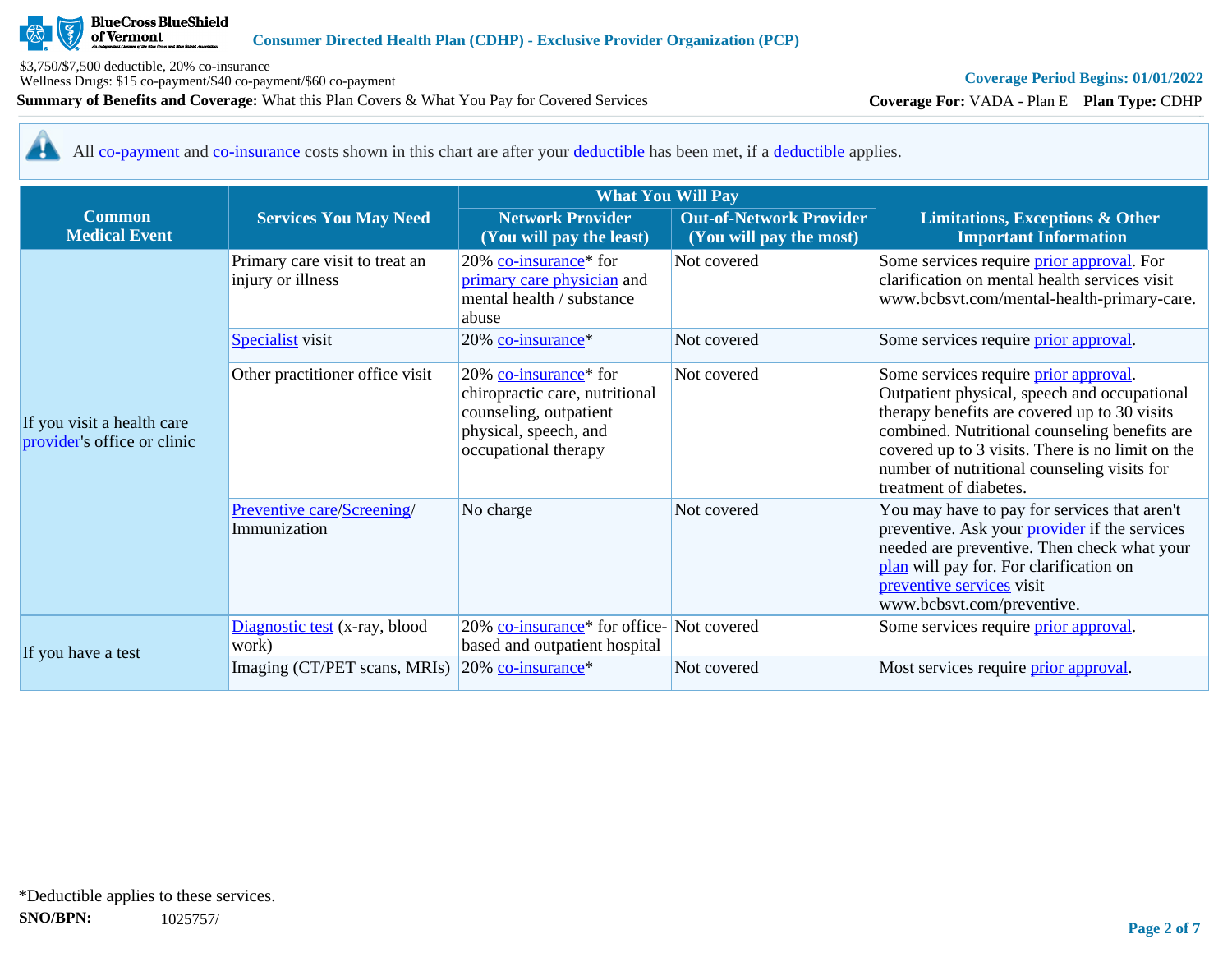**Consumer Directed Health Plan (CDHP) - Exclusive Provider Organization (PCP)**

$3,750/$7,500 deductible, 20% co-insurance
Wellness Drugs: $15 co-payment/$40 co-payment/$60 co-payment

**Summary of Benefits and Coverage:** What this Plan Covers & What You Pay for Covered Services

**Coverage Period Begins: 01/01/2022**

**Coverage For:** VADA - Plan E **Plan Type:** CDHP

All co-payment and co-insurance costs shown in this chart are after your deductible has been met, if a deductible applies.

| Common Medical Event | Services You May Need | What You Will Pay | | Limitations, Exceptions & Other Important Information |
|---|---|---|---|---|
| | | Network Provider (You will pay the least) | Out-of-Network Provider (You will pay the most) | |
| If you visit a health care provider's office or clinic | Primary care visit to treat an injury or illness | 20% co-insurance* for primary care physician and mental health / substance abuse | Not covered | Some services require prior approval. For clarification on mental health services visit www.bcbsvt.com/mental-health-primary-care. |
| | Specialist visit | 20% co-insurance* | Not covered | Some services require prior approval. |
| | Other practitioner office visit | 20% co-insurance* for chiropractic care, nutritional counseling, outpatient physical, speech, and occupational therapy | Not covered | Some services require prior approval. Outpatient physical, speech and occupational therapy benefits are covered up to 30 visits combined. Nutritional counseling benefits are covered up to 3 visits. There is no limit on the number of nutritional counseling visits for treatment of diabetes. |
| | Preventive care/Screening/ Immunization | No charge | Not covered | You may have to pay for services that aren't preventive. Ask your provider if the services needed are preventive. Then check what your plan will pay for. For clarification on preventive services visit www.bcbsvt.com/preventive. |
| If you have a test | Diagnostic test (x-ray, blood work) | 20% co-insurance* for office-based and outpatient hospital | Not covered | Some services require prior approval. |
| | Imaging (CT/PET scans, MRIs) | 20% co-insurance* | Not covered | Most services require prior approval. |

*Deductible applies to these services.

**SNO/BPN:** 1025757/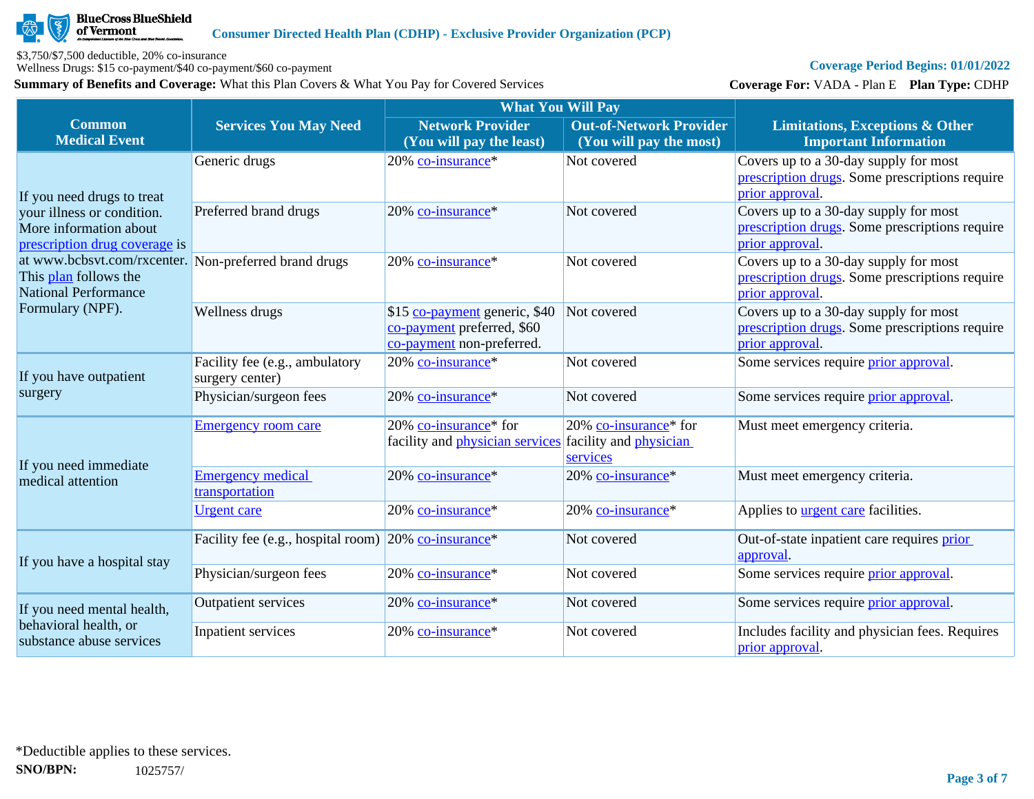| Common Medical Event | Services You May Need | What You Will Pay | | Limitations, Exceptions & Other Important Information |
|---|---|---|---|---|
| | | Network Provider (You will pay the least) | Out-of-Network Provider (You will pay the most) | |
| If you need drugs to treat your illness or condition. More information about prescription drug coverage is at www.bcbsvt.com/rxcenter. This plan follows the National Performance Formulary (NPF). | Generic drugs | 20% co-insurance* | Not covered | Covers up to a 30-day supply for most prescription drugs. Some prescriptions require prior approval. |
| | Preferred brand drugs | 20% co-insurance* | Not covered | Covers up to a 30-day supply for most prescription drugs. Some prescriptions require prior approval. |
| | Non-preferred brand drugs | 20% co-insurance* | Not covered | Covers up to a 30-day supply for most prescription drugs. Some prescriptions require prior approval. |
| | Wellness drugs | $15 co-payment generic, $40 co-payment preferred, $60 co-payment non-preferred. | Not covered | Covers up to a 30-day supply for most prescription drugs. Some prescriptions require prior approval. |
| If you have outpatient surgery | Facility fee (e.g., ambulatory surgery center) | 20% co-insurance* | Not covered | Some services require prior approval. |
| | Physician/surgeon fees | 20% co-insurance* | Not covered | Some services require prior approval. |
| If you need immediate medical attention | Emergency room care | 20% co-insurance* for facility and physician services | 20% co-insurance* for facility and physician services | Must meet emergency criteria. |
| | Emergency medical transportation | 20% co-insurance* | 20% co-insurance* | Must meet emergency criteria. |
| | Urgent care | 20% co-insurance* | 20% co-insurance* | Applies to urgent care facilities. |
| If you have a hospital stay | Facility fee (e.g., hospital room) | 20% co-insurance* | Not covered | Out-of-state inpatient care requires prior approval. |
| | Physician/surgeon fees | 20% co-insurance* | Not covered | Some services require prior approval. |
| If you need mental health, behavioral health, or substance abuse services | Outpatient services | 20% co-insurance* | Not covered | Some services require prior approval. |
| | Inpatient services | 20% co-insurance* | Not covered | Includes facility and physician fees. Requires prior approval. |

*Deductible applies to these services.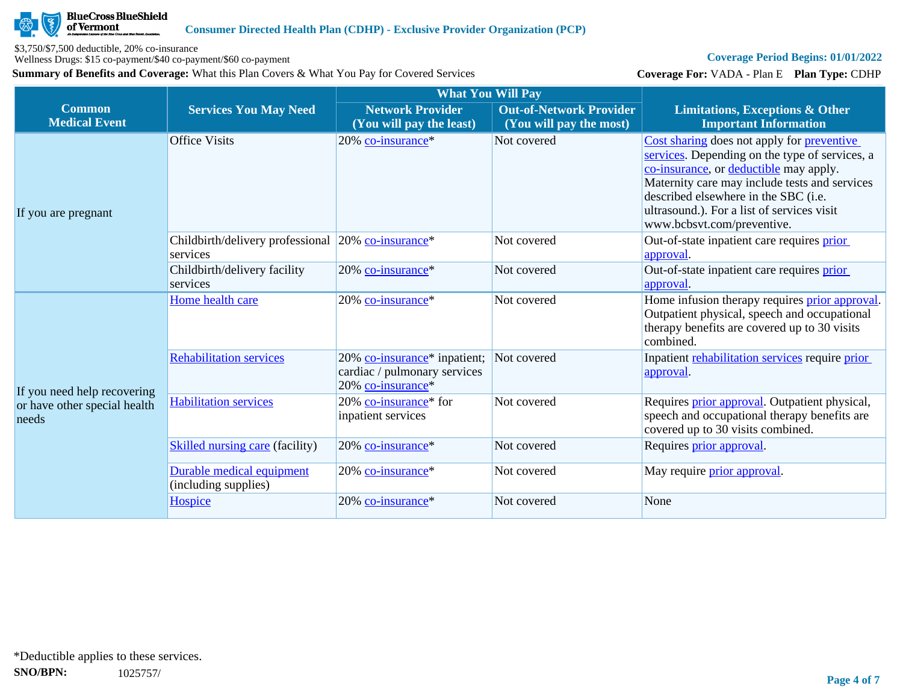BlueCross BlueShield of Vermont

**Consumer Directed Health Plan (CDHP) - Exclusive Provider Organization (PCP)**

$3,750/$7,500 deductible, 20% co-insurance
Wellness Drugs: $15 co-payment/$40 co-payment/$60 co-payment

**Summary of Benefits and Coverage:** What this Plan Covers & What You Pay for Covered Services

**Coverage Period Begins: 01/01/2022**

**Coverage For:** VADA - Plan E **Plan Type:** CDHP

| Common Medical Event | Services You May Need | What You Will Pay | | Limitations, Exceptions & Other Important Information |
|---|---|---|---|---|
| | | Network Provider (You will pay the least) | Out-of-Network Provider (You will pay the most) | |
| If you are pregnant | Office Visits | 20% co-insurance* | Not covered | Cost sharing does not apply for preventive services. Depending on the type of services, a co-insurance, or deductible may apply. Maternity care may include tests and services described elsewhere in the SBC (i.e. ultrasound.). For a list of services visit www.bcbsvt.com/preventive. |
| | Childbirth/delivery professional services | 20% co-insurance* | Not covered | Out-of-state inpatient care requires prior approval. |
| | Childbirth/delivery facility services | 20% co-insurance* | Not covered | Out-of-state inpatient care requires prior approval. |
| If you need help recovering or have other special health needs | Home health care | 20% co-insurance* | Not covered | Home infusion therapy requires prior approval. Outpatient physical, speech and occupational therapy benefits are covered up to 30 visits combined. |
| | Rehabilitation services | 20% co-insurance* inpatient; cardiac / pulmonary services 20% co-insurance* | Not covered | Inpatient rehabilitation services require prior approval. |
| | Habilitation services | 20% co-insurance* for inpatient services | Not covered | Requires prior approval. Outpatient physical, speech and occupational therapy benefits are covered up to 30 visits combined. |
| | Skilled nursing care (facility) | 20% co-insurance* | Not covered | Requires prior approval. |
| | Durable medical equipment (including supplies) | 20% co-insurance* | Not covered | May require prior approval. |
| | Hospice | 20% co-insurance* | Not covered | None |

*Deductible applies to these services.

**SNO/BPN:** 1025757/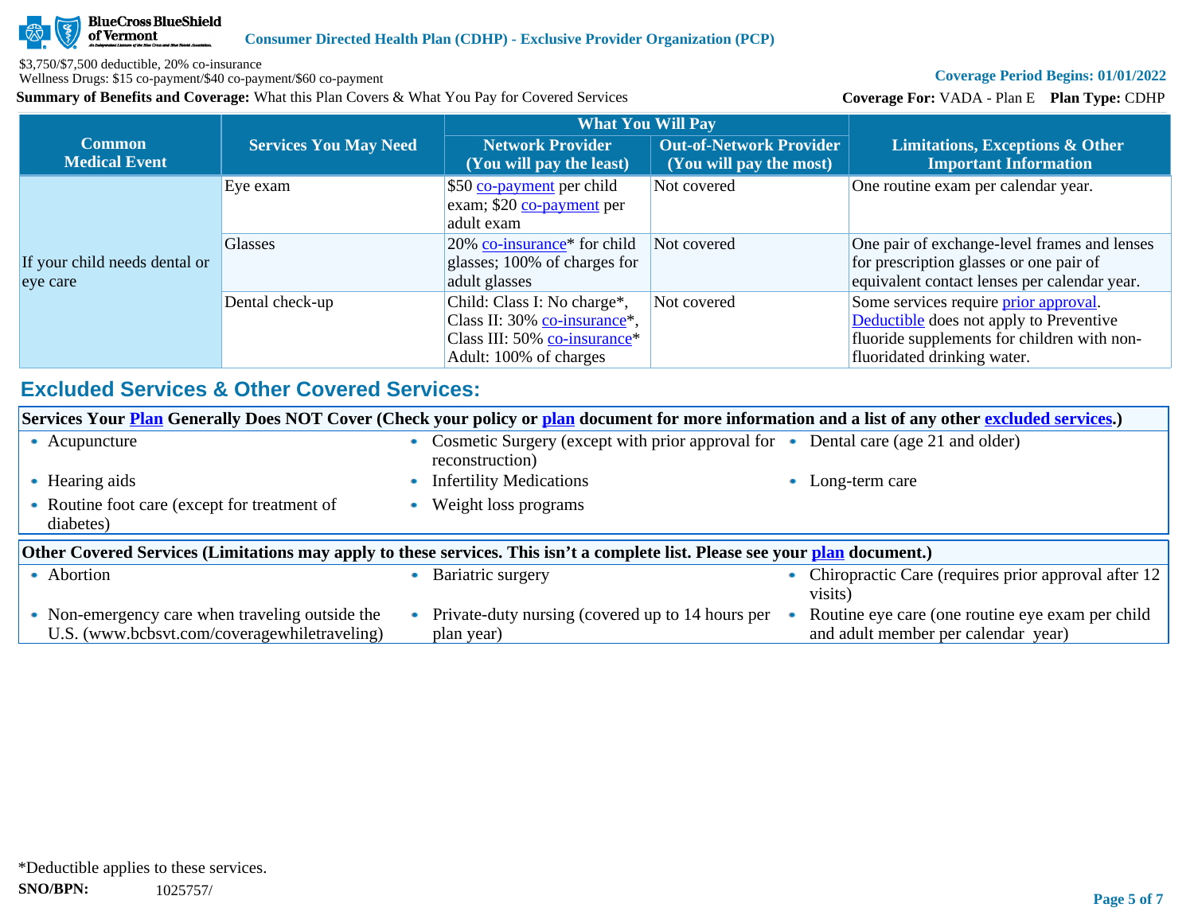$3,750/$7,500 deductible, 20% co-insurance
Wellness Drugs: $15 co-payment/$40 co-payment/$60 co-payment

**Summary of Benefits and Coverage:** What this Plan Covers & What You Pay for Covered Services

**Coverage Period Begins: 01/01/2022**

**Coverage For:** VADA - Plan E **Plan Type:** CDHP

| Common Medical Event | Services You May Need | What You Will Pay | | Limitations, Exceptions & Other Important Information |
|---|---|---|---|---|
| | | Network Provider (You will pay the least) | Out-of-Network Provider (You will pay the most) | |
| If your child needs dental or eye care | Eye exam | $50 co-payment per child exam; $20 co-payment per adult exam | Not covered | One routine exam per calendar year. |
| | Glasses | 20% co-insurance* for child glasses; 100% of charges for adult glasses | Not covered | One pair of exchange-level frames and lenses for prescription glasses or one pair of equivalent contact lenses per calendar year. |
| | Dental check-up | Child: Class I: No charge*, Class II: 30% co-insurance*, Class III: 50% co-insurance* Adult: 100% of charges | Not covered | Some services require prior approval. Deductible does not apply to Preventive fluoride supplements for children with non-fluoridated drinking water. |

## Excluded Services & Other Covered Services:

**Services Your Plan Generally Does NOT Cover (Check your policy or plan document for more information and a list of any other excluded services.)**

- Acupuncture
- Cosmetic Surgery (except with prior approval for reconstruction)
- Dental care (age 21 and older)
- Hearing aids
- Infertility Medications
- Long-term care
- Routine foot care (except for treatment of diabetes)
- Weight loss programs

**Other Covered Services (Limitations may apply to these services. This isn't a complete list. Please see your plan document.)**

- Abortion
- Bariatric surgery
- Chiropractic Care (requires prior approval after 12 visits)
- Non-emergency care when traveling outside the U.S. (www.bcbsvt.com/coveragewhiletraveling)
- Private-duty nursing (covered up to 14 hours per plan year)
- Routine eye care (one routine eye exam per child and adult member per calendar year)

*Deductible applies to these services.

**SNO/BPN:** 1025757/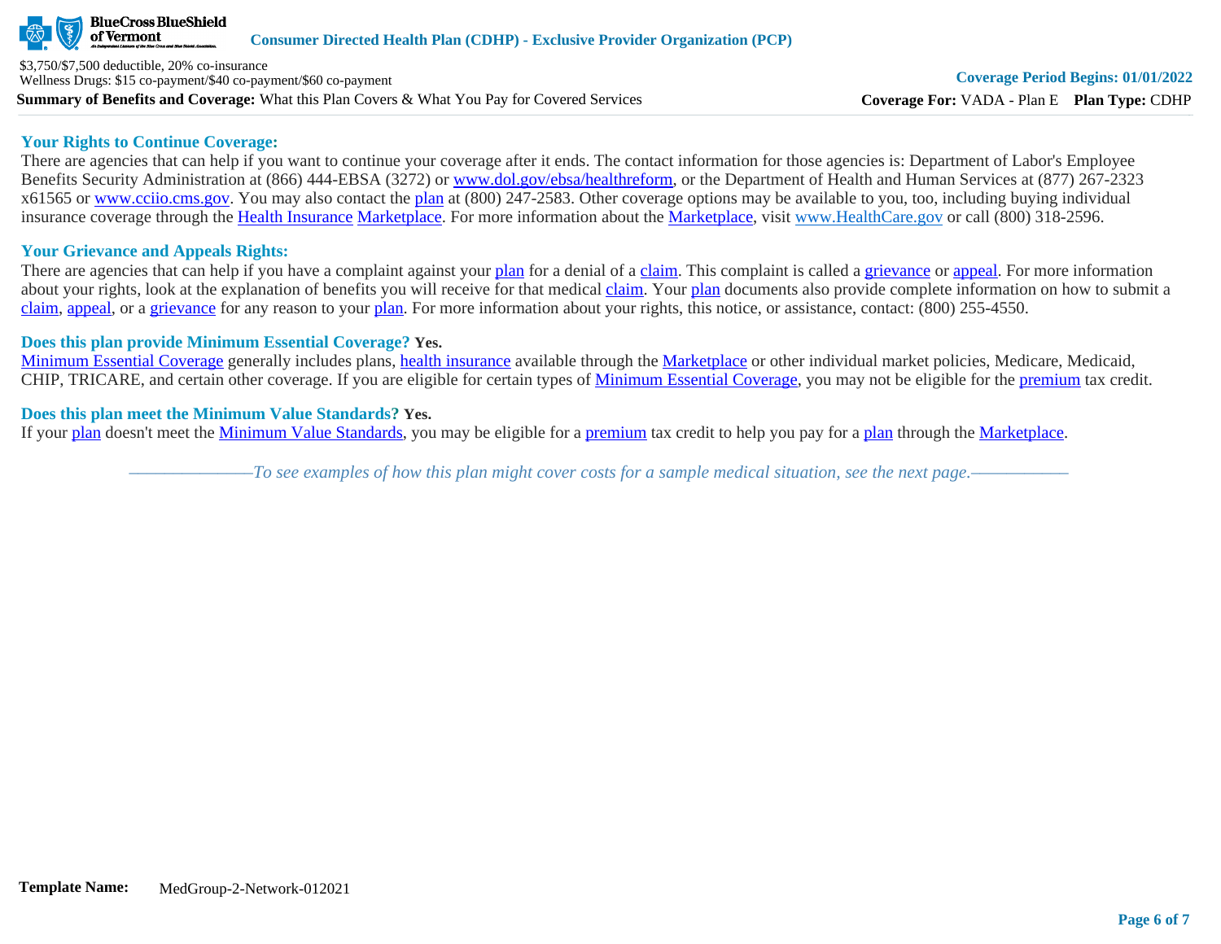## Your Rights to Continue Coverage:

There are agencies that can help if you want to continue your coverage after it ends. The contact information for those agencies is: Department of Labor's Employee Benefits Security Administration at (866) 444-EBSA (3272) or www.dol.gov/ebsa/healthreform, or the Department of Health and Human Services at (877) 267-2323 x61565 or www.cciio.cms.gov. You may also contact the plan at (800) 247-2583. Other coverage options may be available to you, too, including buying individual insurance coverage through the Health Insurance Marketplace. For more information about the Marketplace, visit www.HealthCare.gov or call (800) 318-2596.

## Your Grievance and Appeals Rights:

There are agencies that can help if you have a complaint against your plan for a denial of a claim. This complaint is called a grievance or appeal. For more information about your rights, look at the explanation of benefits you will receive for that medical claim. Your plan documents also provide complete information on how to submit a claim, appeal, or a grievance for any reason to your plan. For more information about your rights, this notice, or assistance, contact: (800) 255-4550.

## Does this plan provide Minimum Essential Coverage? Yes.

Minimum Essential Coverage generally includes plans, health insurance available through the Marketplace or other individual market policies, Medicare, Medicaid, CHIP, TRICARE, and certain other coverage. If you are eligible for certain types of Minimum Essential Coverage, you may not be eligible for the premium tax credit.

## Does this plan meet the Minimum Value Standards? Yes.

If your plan doesn't meet the Minimum Value Standards, you may be eligible for a premium tax credit to help you pay for a plan through the Marketplace.

*——————To see examples of how this plan might cover costs for a sample medical situation, see the next page.——————*

**Template Name:** MedGroup-2-Network-012021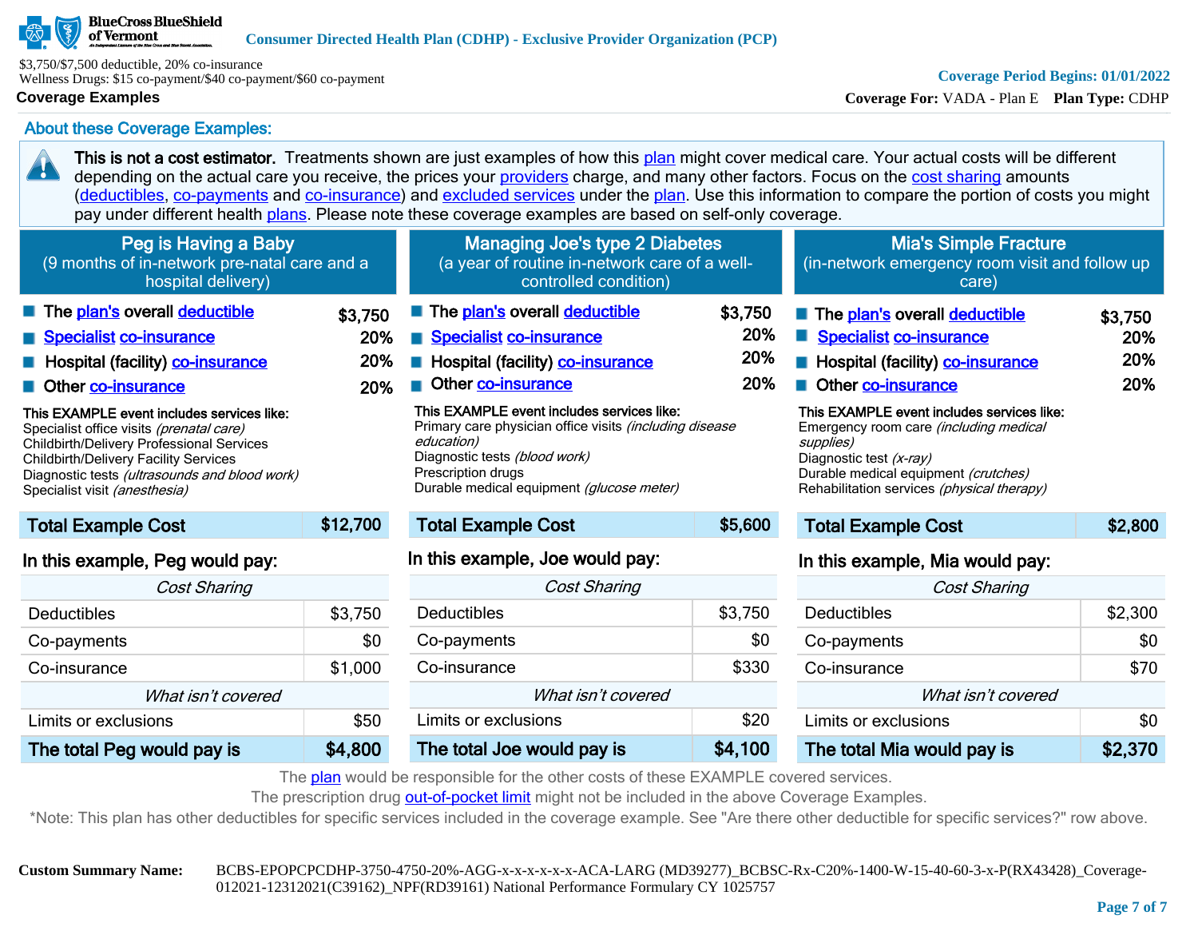**BlueCross BlueShield of Vermont** — Consumer Directed Health Plan (CDHP) - Exclusive Provider Organization (PCP)

$3,750/$7,500 deductible, 20% co-insurance
Wellness Drugs: $15 co-payment/$40 co-payment/$60 co-payment

**Coverage Period Begins: 01/01/2022**

**Coverage Examples**

**Coverage For:** VADA - Plan E **Plan Type:** CDHP

## About these Coverage Examples:

**This is not a cost estimator.** Treatments shown are just examples of how this plan might cover medical care. Your actual costs will be different depending on the actual care you receive, the prices your providers charge, and many other factors. Focus on the cost sharing amounts (deductibles, co-payments and co-insurance) and excluded services under the plan. Use this information to compare the portion of costs you might pay under different health plans. Please note these coverage examples are based on self-only coverage.

### Peg is Having a Baby
(9 months of in-network pre-natal care and a hospital delivery)

| | |
|---|---|
| The plan's overall deductible | $3,750 |
| Specialist co-insurance | 20% |
| Hospital (facility) co-insurance | 20% |
| Other co-insurance | 20% |

**This EXAMPLE event includes services like:**
Specialist office visits *(prenatal care)*
Childbirth/Delivery Professional Services
Childbirth/Delivery Facility Services
Diagnostic tests *(ultrasounds and blood work)*
Specialist visit *(anesthesia)*

| Total Example Cost | $12,700 |
|---|---|

**In this example, Peg would pay:**

| *Cost Sharing* | |
|---|---|
| Deductibles | $3,750 |
| Co-payments | $0 |
| Co-insurance | $1,000 |
| *What isn't covered* | |
| Limits or exclusions | $50 |
| **The total Peg would pay is** | **$4,800** |

### Managing Joe's type 2 Diabetes
(a year of routine in-network care of a well-controlled condition)

| | |
|---|---|
| The plan's overall deductible | $3,750 |
| Specialist co-insurance | 20% |
| Hospital (facility) co-insurance | 20% |
| Other co-insurance | 20% |

**This EXAMPLE event includes services like:**
Primary care physician office visits *(including disease education)*
Diagnostic tests *(blood work)*
Prescription drugs
Durable medical equipment *(glucose meter)*

| Total Example Cost | $5,600 |
|---|---|

**In this example, Joe would pay:**

| *Cost Sharing* | |
|---|---|
| Deductibles | $3,750 |
| Co-payments | $0 |
| Co-insurance | $330 |
| *What isn't covered* | |
| Limits or exclusions | $20 |
| **The total Joe would pay is** | **$4,100** |

### Mia's Simple Fracture
(in-network emergency room visit and follow up care)

| | |
|---|---|
| The plan's overall deductible | $3,750 |
| Specialist co-insurance | 20% |
| Hospital (facility) co-insurance | 20% |
| Other co-insurance | 20% |

**This EXAMPLE event includes services like:**
Emergency room care *(including medical supplies)*
Diagnostic test *(x-ray)*
Durable medical equipment *(crutches)*
Rehabilitation services *(physical therapy)*

| Total Example Cost | $2,800 |
|---|---|

**In this example, Mia would pay:**

| *Cost Sharing* | |
|---|---|
| Deductibles | $2,300 |
| Co-payments | $0 |
| Co-insurance | $70 |
| *What isn't covered* | |
| Limits or exclusions | $0 |
| **The total Mia would pay is** | **$2,370** |

The plan would be responsible for the other costs of these EXAMPLE covered services.
The prescription drug out-of-pocket limit might not be included in the above Coverage Examples.
*Note: This plan has other deductibles for specific services included in the coverage example. See "Are there other deductible for specific services?" row above.

**Custom Summary Name:** BCBS-EPOPCPCDHP-3750-4750-20%-AGG-x-x-x-x-x-x-ACA-LARG (MD39277)_BCBSC-Rx-C20%-1400-W-15-40-60-3-x-P(RX43428)_Coverage-012021-12312021(C39162)_NPF(RD39161) National Performance Formulary CY 1025757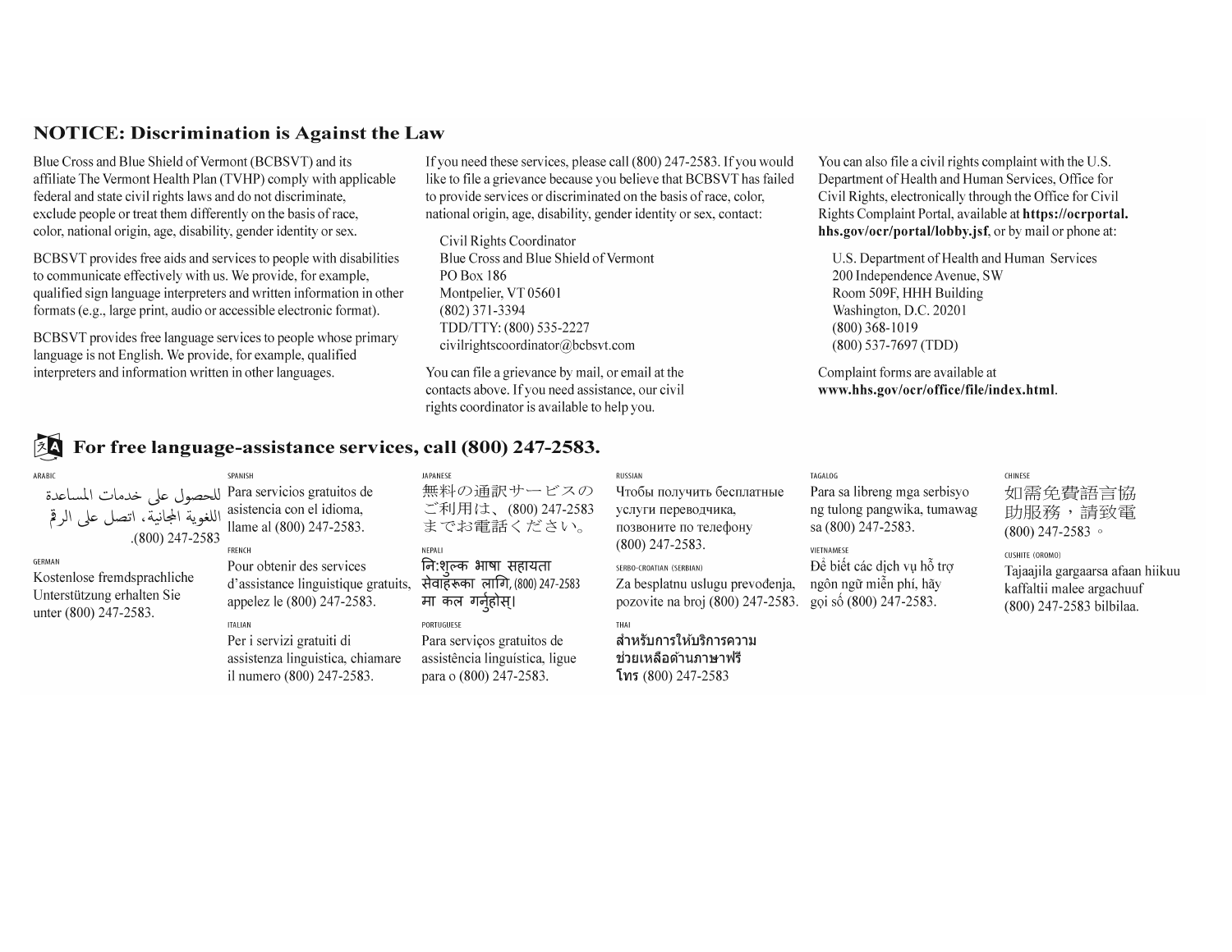## NOTICE: Discrimination is Against the Law

Blue Cross and Blue Shield of Vermont (BCBSVT) and its affiliate The Vermont Health Plan (TVHP) comply with applicable federal and state civil rights laws and do not discriminate, exclude people or treat them differently on the basis of race, color, national origin, age, disability, gender identity or sex.

BCBSVT provides free aids and services to people with disabilities to communicate effectively with us. We provide, for example, qualified sign language interpreters and written information in other formats (e.g., large print, audio or accessible electronic format).

BCBSVT provides free language services to people whose primary language is not English. We provide, for example, qualified interpreters and information written in other languages.

If you need these services, please call (800) 247-2583. If you would like to file a grievance because you believe that BCBSVT has failed to provide services or discriminated on the basis of race, color, national origin, age, disability, gender identity or sex, contact:

Civil Rights Coordinator
Blue Cross and Blue Shield of Vermont
PO Box 186
Montpelier, VT 05601
(802) 371-3394
TDD/TTY: (800) 535-2227
civilrightscoordinator@bcbsvt.com

You can file a grievance by mail, or email at the contacts above. If you need assistance, our civil rights coordinator is available to help you.

You can also file a civil rights complaint with the U.S. Department of Health and Human Services, Office for Civil Rights, electronically through the Office for Civil Rights Complaint Portal, available at **https://ocrportal.hhs.gov/ocr/portal/lobby.jsf**, or by mail or phone at:

U.S. Department of Health and Human Services
200 Independence Avenue, SW
Room 509F, HHH Building
Washington, D.C. 20201
(800) 368-1019
(800) 537-7697 (TDD)

Complaint forms are available at **www.hhs.gov/ocr/office/file/index.html**.

## For free language-assistance services, call (800) 247-2583.

ARABIC
للحصول على خدمات المساعدة اللغوية المجانية، اتصل على الرقم (800) 247-2583.

GERMAN
Kostenlose fremdsprachliche Unterstützung erhalten Sie unter (800) 247-2583.

SPANISH
Para servicios gratuitos de asistencia con el idioma, llame al (800) 247-2583.

FRENCH
Pour obtenir des services d'assistance linguistique gratuits, appelez le (800) 247-2583.

ITALIAN
Per i servizi gratuiti di assistenza linguistica, chiamare il numero (800) 247-2583.

JAPANESE
無料の通訳サービスのご利用は、(800) 247-2583までお電話ください。

NEPALI
नि:शुल्क भाषा सहायता सेवाहरूका लागि, (800) 247-2583 मा कल गर्नुहोस्।

PORTUGUESE
Para serviços gratuitos de assistência linguística, ligue para o (800) 247-2583.

RUSSIAN
Чтобы получить бесплатные услуги переводчика, позвоните по телефону (800) 247-2583.

SERBO-CROATIAN (SERBIAN)
Za besplatnu uslugu prevođenja, pozovite na broj (800) 247-2583.

THAI
สำหรับการให้บริการความช่วยเหลือด้านภาษาฟรี โทร (800) 247-2583

TAGALOG
Para sa libreng mga serbisyo ng tulong pangwika, tumawag sa (800) 247-2583.

VIETNAMESE
Để biết các dịch vụ hỗ trợ ngôn ngữ miễn phí, hãy gọi số (800) 247-2583.

CHINESE
如需免費語言協助服務，請致電 (800) 247-2583。

CUSHITE (OROMO)
Tajaajila gargaarsa afaan hiikuu kaffaltii malee argachuuf (800) 247-2583 bilbilaa.